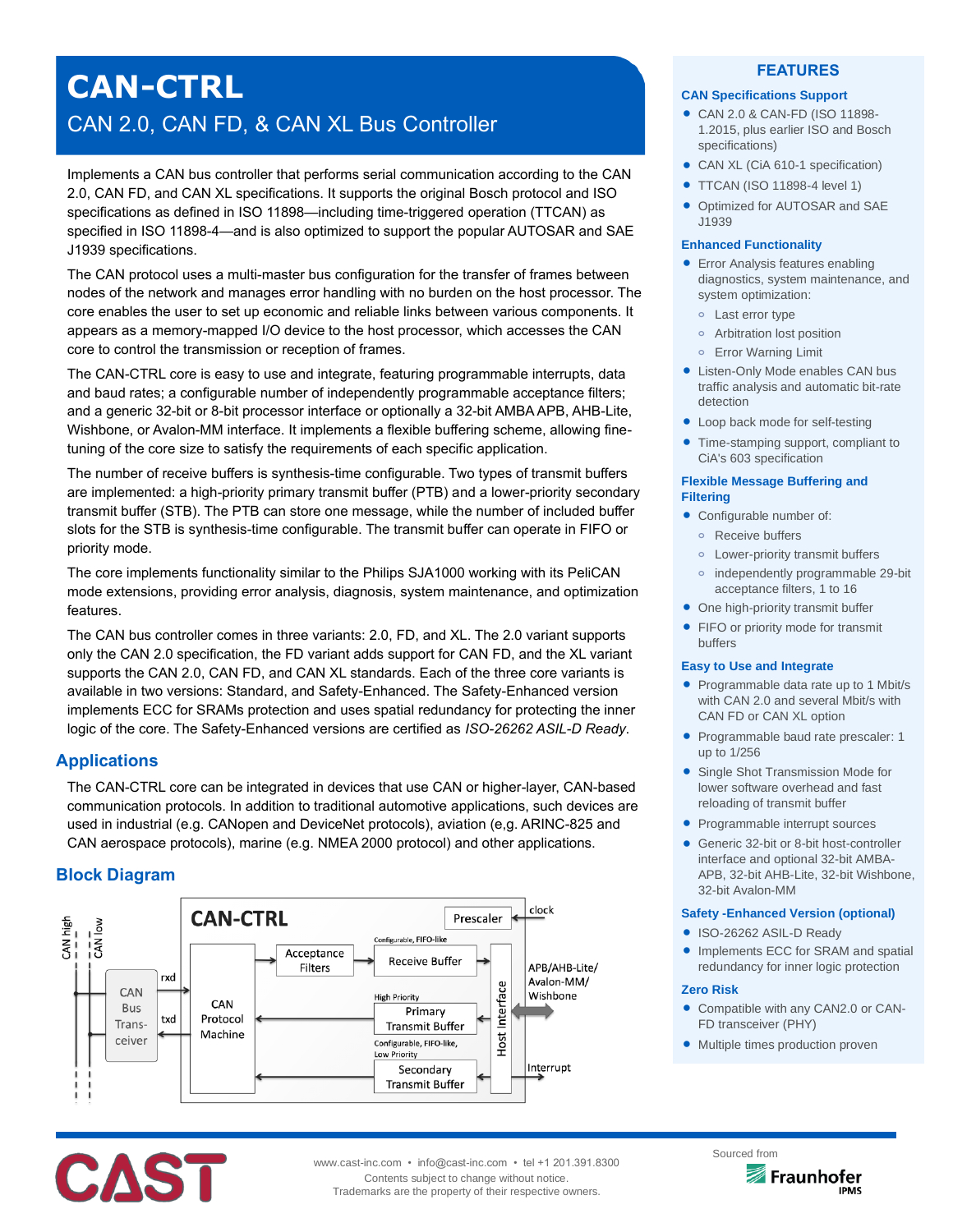# CAN-CTRL

## CAN 2.0, CAN FD, & CAN XL Bus Controller

Implements a CAN bus controller that performs serial communication according to the CAN 2.0, CAN FD, and CAN XL specifications. It supports the original Bosch protocol and ISO specifications as defined in ISO 11898—including time-triggered operation (TTCAN) as specified in ISO 11898-4—and is also optimized to support the popular AUTOSAR and SAE J1939 specifications.

The CAN protocol uses a multi-master bus configuration for the transfer of frames between nodes of the network and manages error handling with no burden on the host processor. The core enables the user to set up economic and reliable links between various components. It appears as a memory-mapped I/O device to the host processor, which accesses the CAN core to control the transmission or reception of frames.

The CAN-CTRL core is easy to use and integrate, featuring programmable interrupts, data and baud rates; a configurable number of independently programmable acceptance filters; and a generic 32-bit or 8-bit processor interface or optionally a 32-bit AMBA APB, AHB-Lite, Wishbone, or Avalon-MM interface. It implements a flexible buffering scheme, allowing fine-tuning of the core size to satisfy the requirements of each specific application.

The number of receive buffers is synthesis-time configurable. Two types of transmit buffers are implemented: a high-priority primary transmit buffer (PTB) and a lower-priority secondary transmit buffer (STB). The PTB can store one message, while the number of included buffer slots for the STB is synthesis-time configurable. The transmit buffer can operate in FIFO or priority mode.

The core implements functionality similar to the Philips SJA1000 working with its PeliCAN mode extensions, providing error analysis, diagnosis, system maintenance, and optimization features.

The CAN bus controller comes in three variants: 2.0, FD, and XL. The 2.0 variant supports only the CAN 2.0 specification, the FD variant adds support for CAN FD, and the XL variant supports the CAN 2.0, CAN FD, and CAN XL standards. Each of the three core variants is available in two versions: Standard, and Safety-Enhanced. The Safety-Enhanced version implements ECC for SRAMs protection and uses spatial redundancy for protecting the inner logic of the core. The Safety-Enhanced versions are certified as *ISO-26262 ASIL-D Ready*.

## Applications

The CAN-CTRL core can be integrated in devices that use CAN or higher-layer, CAN-based communication protocols. In addition to traditional automotive applications, such devices are used in industrial (e.g. CANopen and DeviceNet protocols), aviation (e,g. ARINC-825 and CAN aerospace protocols), marine (e.g. NMEA 2000 protocol) and other applications.

## Block Diagram

CAN-CTRL — CAN high, CAN low, CAN Bus Transceiver, rxd, txd, CAN Protocol Machine, Acceptance Filters, Receive Buffer (Configurable, FIFO-like), Primary Transmit Buffer (High Priority), Secondary Transmit Buffer (Configurable, FIFO-like, Low Priority), Prescaler, clock, Host Interface, APB/AHB-Lite/Avalon-MM/Wishbone, Interrupt

## FEATURES

### CAN Specifications Support

- CAN 2.0 & CAN-FD (ISO 11898-1.2015, plus earlier ISO and Bosch specifications)
- CAN XL (CiA 610-1 specification)
- TTCAN (ISO 11898-4 level 1)
- Optimized for AUTOSAR and SAE J1939

### Enhanced Functionality

- Error Analysis features enabling diagnostics, system maintenance, and system optimization:
  - Last error type
  - Arbitration lost position
  - Error Warning Limit
- Listen-Only Mode enables CAN bus traffic analysis and automatic bit-rate detection
- Loop back mode for self-testing
- Time-stamping support, compliant to CiA's 603 specification

### Flexible Message Buffering and Filtering

- Configurable number of:
  - Receive buffers
  - Lower-priority transmit buffers
  - independently programmable 29-bit acceptance filters, 1 to 16
- One high-priority transmit buffer
- FIFO or priority mode for transmit buffers

### Easy to Use and Integrate

- Programmable data rate up to 1 Mbit/s with CAN 2.0 and several Mbit/s with CAN FD or CAN XL option
- Programmable baud rate prescaler: 1 up to 1/256
- Single Shot Transmission Mode for lower software overhead and fast reloading of transmit buffer
- Programmable interrupt sources
- Generic 32-bit or 8-bit host-controller interface and optional 32-bit AMBA-APB, 32-bit AHB-Lite, 32-bit Wishbone, 32-bit Avalon-MM

### Safety -Enhanced Version (optional)

- ISO-26262 ASIL-D Ready
- Implements ECC for SRAM and spatial redundancy for inner logic protection

### Zero Risk

- Compatible with any CAN2.0 or CAN-FD transceiver (PHY)
- Multiple times production proven

CAST

www.cast-inc.com • info@cast-inc.com • tel +1 201.391.8300
Contents subject to change without notice.
Trademarks are the property of their respective owners.

Sourced from Fraunhofer IPMS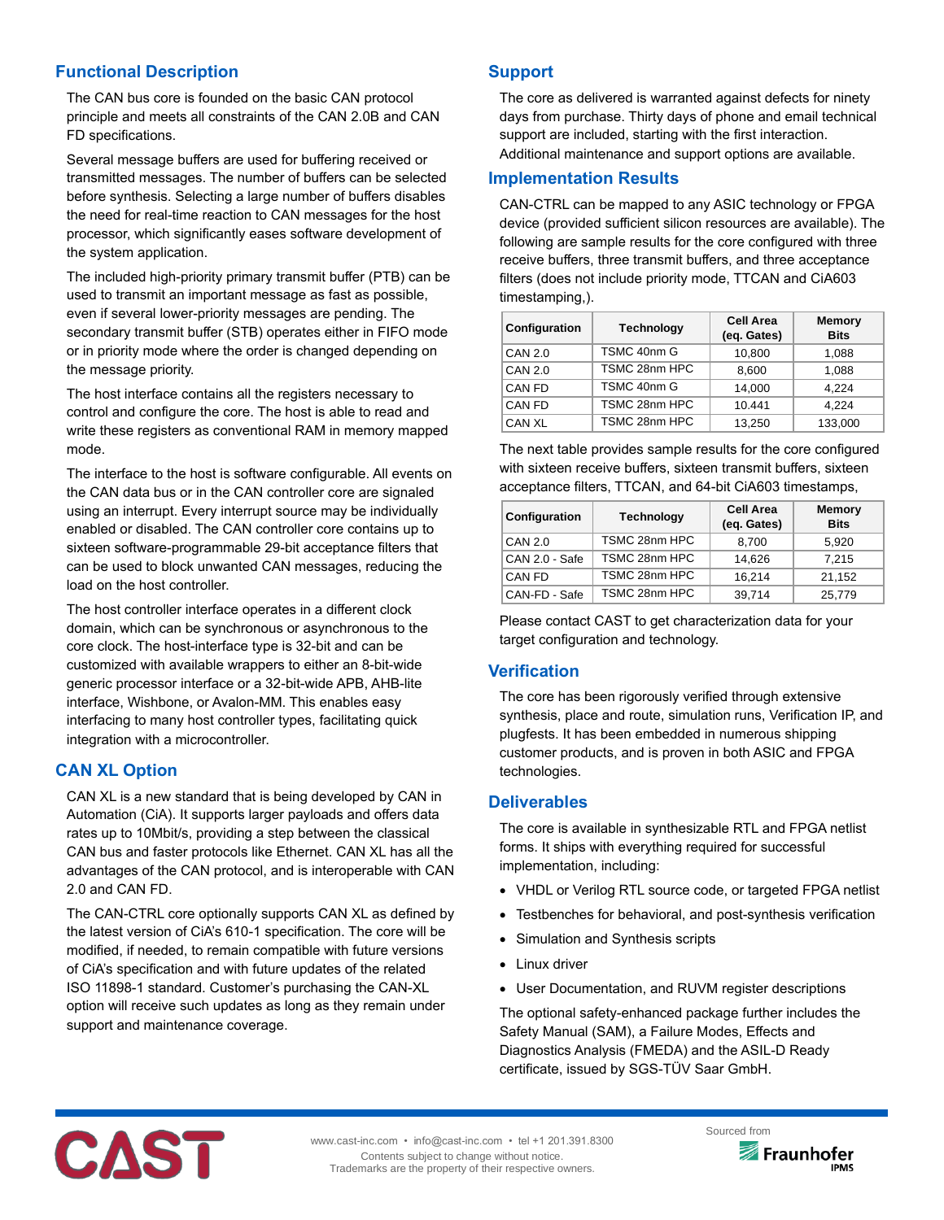## Functional Description

The CAN bus core is founded on the basic CAN protocol principle and meets all constraints of the CAN 2.0B and CAN FD specifications.

Several message buffers are used for buffering received or transmitted messages. The number of buffers can be selected before synthesis. Selecting a large number of buffers disables the need for real-time reaction to CAN messages for the host processor, which significantly eases software development of the system application.

The included high-priority primary transmit buffer (PTB) can be used to transmit an important message as fast as possible, even if several lower-priority messages are pending. The secondary transmit buffer (STB) operates either in FIFO mode or in priority mode where the order is changed depending on the message priority.

The host interface contains all the registers necessary to control and configure the core. The host is able to read and write these registers as conventional RAM in memory mapped mode.

The interface to the host is software configurable. All events on the CAN data bus or in the CAN controller core are signaled using an interrupt. Every interrupt source may be individually enabled or disabled. The CAN controller core contains up to sixteen software-programmable 29-bit acceptance filters that can be used to block unwanted CAN messages, reducing the load on the host controller.

The host controller interface operates in a different clock domain, which can be synchronous or asynchronous to the core clock. The host-interface type is 32-bit and can be customized with available wrappers to either an 8-bit-wide generic processor interface or a 32-bit-wide APB, AHB-lite interface, Wishbone, or Avalon-MM. This enables easy interfacing to many host controller types, facilitating quick integration with a microcontroller.

## CAN XL Option

CAN XL is a new standard that is being developed by CAN in Automation (CiA). It supports larger payloads and offers data rates up to 10Mbit/s, providing a step between the classical CAN bus and faster protocols like Ethernet. CAN XL has all the advantages of the CAN protocol, and is interoperable with CAN 2.0 and CAN FD.

The CAN-CTRL core optionally supports CAN XL as defined by the latest version of CiA's 610-1 specification. The core will be modified, if needed, to remain compatible with future versions of CiA's specification and with future updates of the related ISO 11898-1 standard. Customer's purchasing the CAN-XL option will receive such updates as long as they remain under support and maintenance coverage.

## Support

The core as delivered is warranted against defects for ninety days from purchase. Thirty days of phone and email technical support are included, starting with the first interaction. Additional maintenance and support options are available.

## Implementation Results

CAN-CTRL can be mapped to any ASIC technology or FPGA device (provided sufficient silicon resources are available). The following are sample results for the core configured with three receive buffers, three transmit buffers, and three acceptance filters (does not include priority mode, TTCAN and CiA603 timestamping,).

| Configuration | Technology | Cell Area (eq. Gates) | Memory Bits |
|---|---|---|---|
| CAN 2.0 | TSMC 40nm G | 10,800 | 1,088 |
| CAN 2.0 | TSMC 28nm HPC | 8,600 | 1,088 |
| CAN FD | TSMC 40nm G | 14,000 | 4,224 |
| CAN FD | TSMC 28nm HPC | 10.441 | 4,224 |
| CAN XL | TSMC 28nm HPC | 13,250 | 133,000 |

The next table provides sample results for the core configured with sixteen receive buffers, sixteen transmit buffers, sixteen acceptance filters, TTCAN, and 64-bit CiA603 timestamps,

| Configuration | Technology | Cell Area (eq. Gates) | Memory Bits |
|---|---|---|---|
| CAN 2.0 | TSMC 28nm HPC | 8,700 | 5,920 |
| CAN 2.0 - Safe | TSMC 28nm HPC | 14,626 | 7,215 |
| CAN FD | TSMC 28nm HPC | 16,214 | 21,152 |
| CAN-FD - Safe | TSMC 28nm HPC | 39,714 | 25,779 |

Please contact CAST to get characterization data for your target configuration and technology.

## Verification

The core has been rigorously verified through extensive synthesis, place and route, simulation runs, Verification IP, and plugfests. It has been embedded in numerous shipping customer products, and is proven in both ASIC and FPGA technologies.

## Deliverables

The core is available in synthesizable RTL and FPGA netlist forms. It ships with everything required for successful implementation, including:

- VHDL or Verilog RTL source code, or targeted FPGA netlist
- Testbenches for behavioral, and post-synthesis verification
- Simulation and Synthesis scripts
- Linux driver
- User Documentation, and RUVM register descriptions

The optional safety-enhanced package further includes the Safety Manual (SAM), a Failure Modes, Effects and Diagnostics Analysis (FMEDA) and the ASIL-D Ready certificate, issued by SGS-TÜV Saar GmbH.

CAST

www.cast-inc.com • info@cast-inc.com • tel +1 201.391.8300
Contents subject to change without notice.
Trademarks are the property of their respective owners.

Sourced from Fraunhofer IPMS